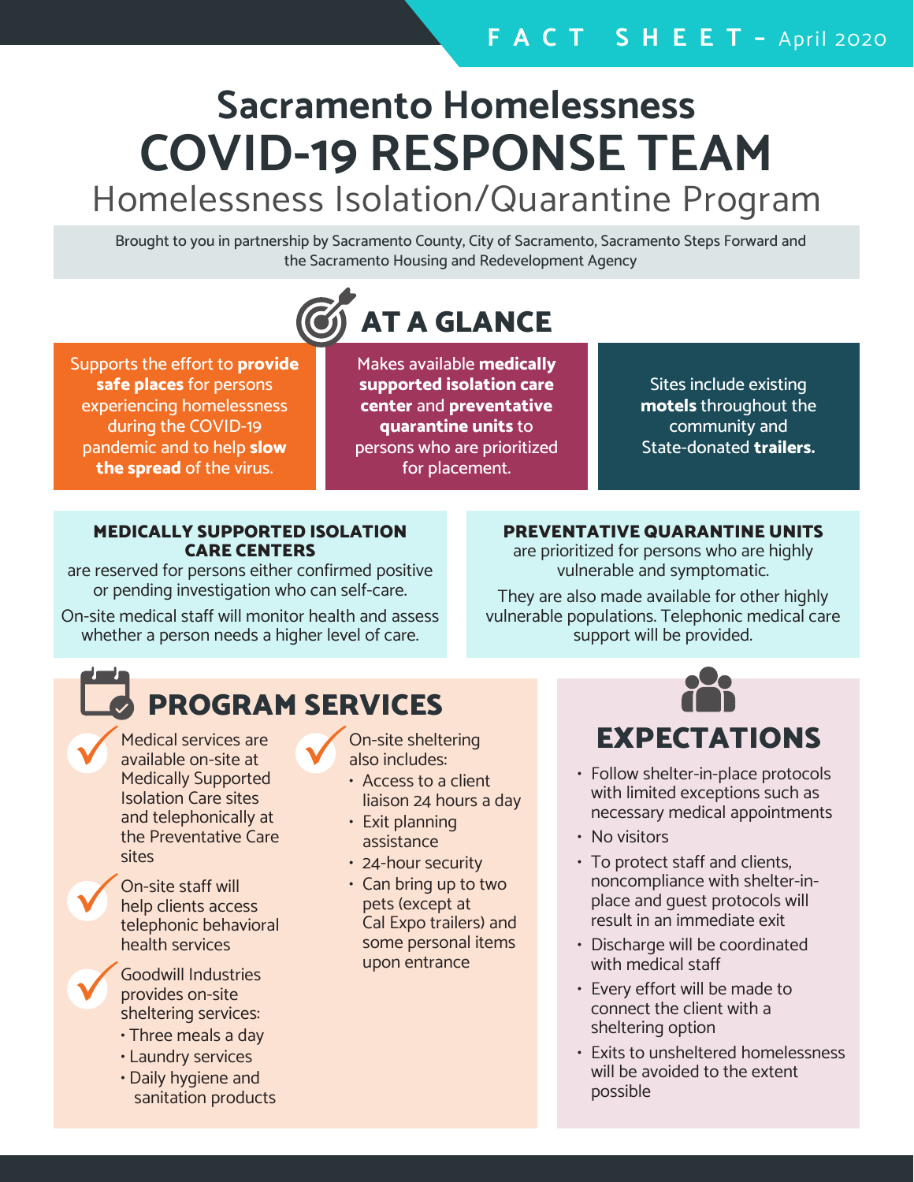FACT SHEET – April 2020

# Sacramento Homelessness COVID-19 RESPONSE TEAM

## Homelessness Isolation/Quarantine Program

Brought to you in partnership by Sacramento County, City of Sacramento, Sacramento Steps Forward and the Sacramento Housing and Redevelopment Agency

## AT A GLANCE

Supports the effort to **provide safe places** for persons experiencing homelessness during the COVID-19 pandemic and to help **slow the spread** of the virus.

Makes available **medically supported isolation care center** and **preventative quarantine units** to persons who are prioritized for placement.

Sites include existing **motels** throughout the community and State-donated **trailers.**

### MEDICALLY SUPPORTED ISOLATION CARE CENTERS

are reserved for persons either confirmed positive or pending investigation who can self-care.

On-site medical staff will monitor health and assess whether a person needs a higher level of care.

### PREVENTATIVE QUARANTINE UNITS

are prioritized for persons who are highly vulnerable and symptomatic.

They are also made available for other highly vulnerable populations. Telephonic medical care support will be provided.

## PROGRAM SERVICES

- Medical services are available on-site at Medically Supported Isolation Care sites and telephonically at the Preventative Care sites
- On-site staff will help clients access telephonic behavioral health services
- Goodwill Industries provides on-site sheltering services:
  - Three meals a day
  - Laundry services
  - Daily hygiene and sanitation products
- On-site sheltering also includes:
  - Access to a client liaison 24 hours a day
  - Exit planning assistance
  - 24-hour security
  - Can bring up to two pets (except at Cal Expo trailers) and some personal items upon entrance

## EXPECTATIONS

- Follow shelter-in-place protocols with limited exceptions such as necessary medical appointments
- No visitors
- To protect staff and clients, noncompliance with shelter-in-place and guest protocols will result in an immediate exit
- Discharge will be coordinated with medical staff
- Every effort will be made to connect the client with a sheltering option
- Exits to unsheltered homelessness will be avoided to the extent possible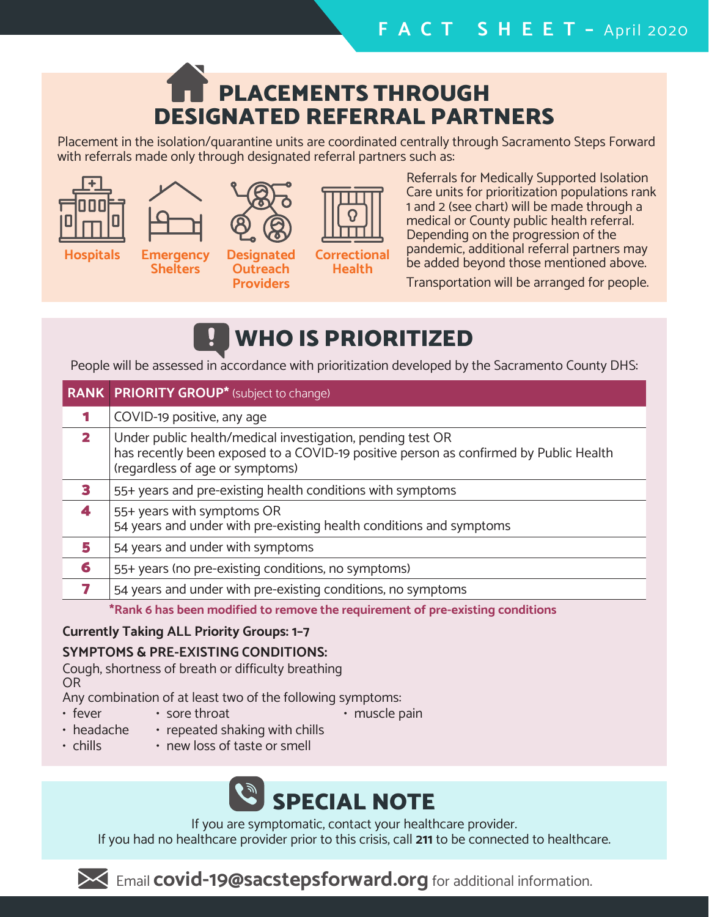FACT SHEET – April 2020

# PLACEMENTS THROUGH DESIGNATED REFERRAL PARTNERS

Placement in the isolation/quarantine units are coordinated centrally through Sacramento Steps Forward with referrals made only through designated referral partners such as:

- Hospitals
- Emergency Shelters
- Designated Outreach Providers
- Correctional Health

Referrals for Medically Supported Isolation Care units for prioritization populations rank 1 and 2 (see chart) will be made through a medical or County public health referral. Depending on the progression of the pandemic, additional referral partners may be added beyond those mentioned above.

Transportation will be arranged for people.

# WHO IS PRIORITIZED

People will be assessed in accordance with prioritization developed by the Sacramento County DHS:

| RANK | PRIORITY GROUP* (subject to change) |
|---|---|
| 1 | COVID-19 positive, any age |
| 2 | Under public health/medical investigation, pending test OR has recently been exposed to a COVID-19 positive person as confirmed by Public Health (regardless of age or symptoms) |
| 3 | 55+ years and pre-existing health conditions with symptoms |
| 4 | 55+ years with symptoms OR 54 years and under with pre-existing health conditions and symptoms |
| 5 | 54 years and under with symptoms |
| 6 | 55+ years (no pre-existing conditions, no symptoms) |
| 7 | 54 years and under with pre-existing conditions, no symptoms |

*Rank 6 has been modified to remove the requirement of pre-existing conditions

**Currently Taking ALL Priority Groups: 1-7**

**SYMPTOMS & PRE-EXISTING CONDITIONS:**

Cough, shortness of breath or difficulty breathing
OR
Any combination of at least two of the following symptoms:

- fever
- headache
- chills
- sore throat
- repeated shaking with chills
- new loss of taste or smell
- muscle pain

# SPECIAL NOTE

If you are symptomatic, contact your healthcare provider.
If you had no healthcare provider prior to this crisis, call **211** to be connected to healthcare.

Email **covid-19@sacstepsforward.org** for additional information.